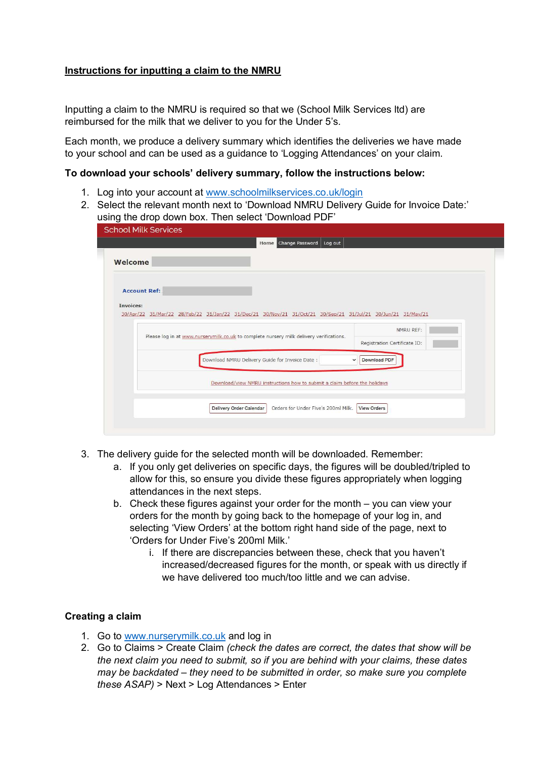**Instructions for inputting a claim to the NMRU**

Inputting a claim to the NMRU is required so that we (School Milk Services ltd) are reimbursed for the milk that we deliver to you for the Under 5's.

Each month, we produce a delivery summary which identifies the deliveries we have made to your school and can be used as a guidance to 'Logging Attendances' on your claim.

**To download your schools' delivery summary, follow the instructions below:**

1. Log into your account at www.schoolmilkservices.co.uk/login
2. Select the relevant month next to 'Download NMRU Delivery Guide for Invoice Date:' using the drop down box. Then select 'Download PDF'
3. The delivery guide for the selected month will be downloaded. Remember:
   a. If you only get deliveries on specific days, the figures will be doubled/tripled to allow for this, so ensure you divide these figures appropriately when logging attendances in the next steps.
   b. Check these figures against your order for the month – you can view your orders for the month by going back to the homepage of your log in, and selecting 'View Orders' at the bottom right hand side of the page, next to 'Orders for Under Five's 200ml Milk.'
      i. If there are discrepancies between these, check that you haven't increased/decreased figures for the month, or speak with us directly if we have delivered too much/too little and we can advise.

**Creating a claim**

1. Go to www.nurserymilk.co.uk and log in
2. Go to Claims > Create Claim *(check the dates are correct, the dates that show will be the next claim you need to submit, so if you are behind with your claims, these dates may be backdated – they need to be submitted in order, so make sure you complete these ASAP)* > Next > Log Attendances > Enter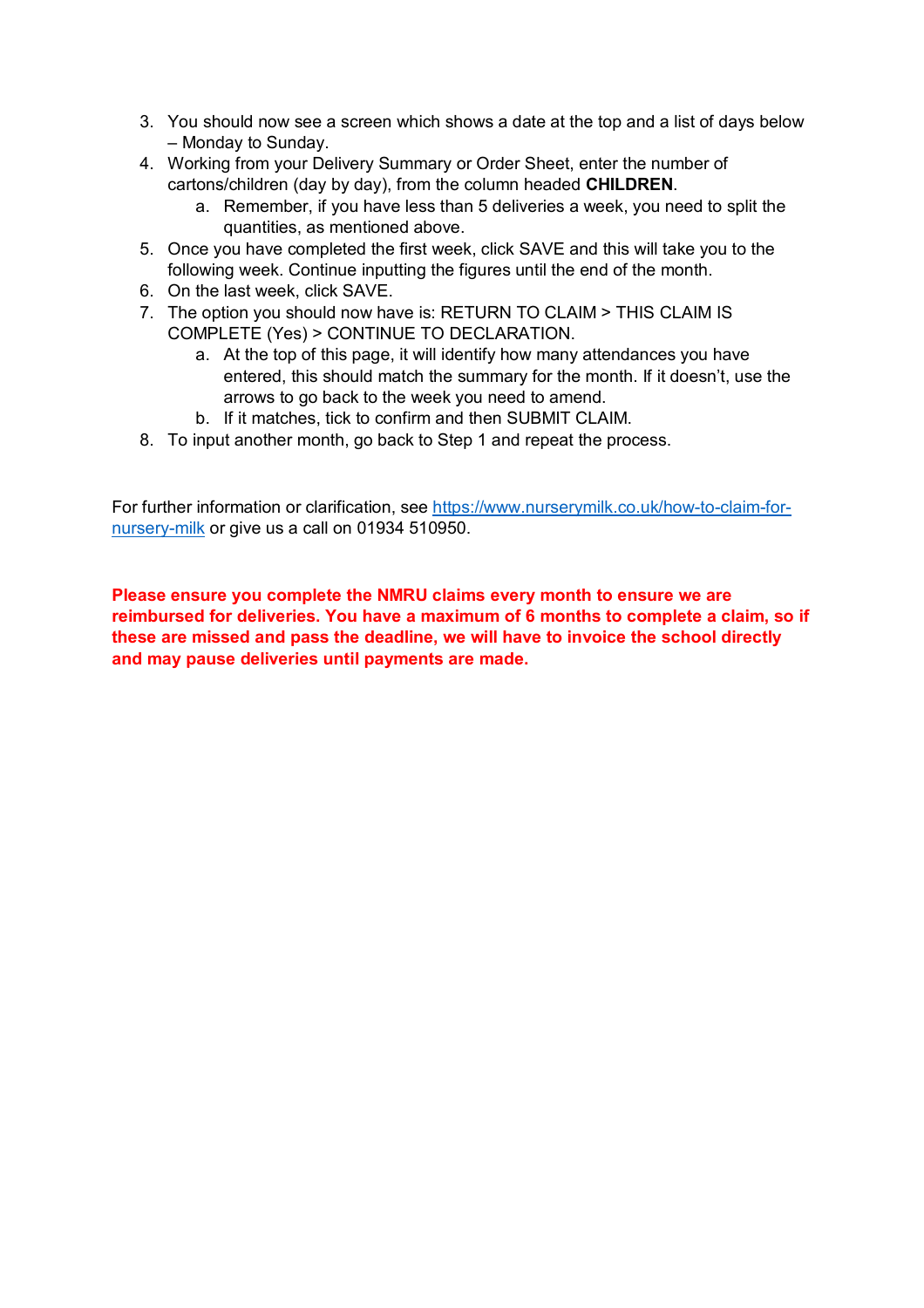3. You should now see a screen which shows a date at the top and a list of days below – Monday to Sunday.
4. Working from your Delivery Summary or Order Sheet, enter the number of cartons/children (day by day), from the column headed **CHILDREN**.
    a. Remember, if you have less than 5 deliveries a week, you need to split the quantities, as mentioned above.
5. Once you have completed the first week, click SAVE and this will take you to the following week. Continue inputting the figures until the end of the month.
6. On the last week, click SAVE.
7. The option you should now have is: RETURN TO CLAIM > THIS CLAIM IS COMPLETE (Yes) > CONTINUE TO DECLARATION.
    a. At the top of this page, it will identify how many attendances you have entered, this should match the summary for the month. If it doesn't, use the arrows to go back to the week you need to amend.
    b. If it matches, tick to confirm and then SUBMIT CLAIM.
8. To input another month, go back to Step 1 and repeat the process.

For further information or clarification, see [https://www.nurserymilk.co.uk/how-to-claim-for-nursery-milk](https://www.nurserymilk.co.uk/how-to-claim-for-nursery-milk) or give us a call on 01934 510950.

**Please ensure you complete the NMRU claims every month to ensure we are reimbursed for deliveries. You have a maximum of 6 months to complete a claim, so if these are missed and pass the deadline, we will have to invoice the school directly and may pause deliveries until payments are made.**